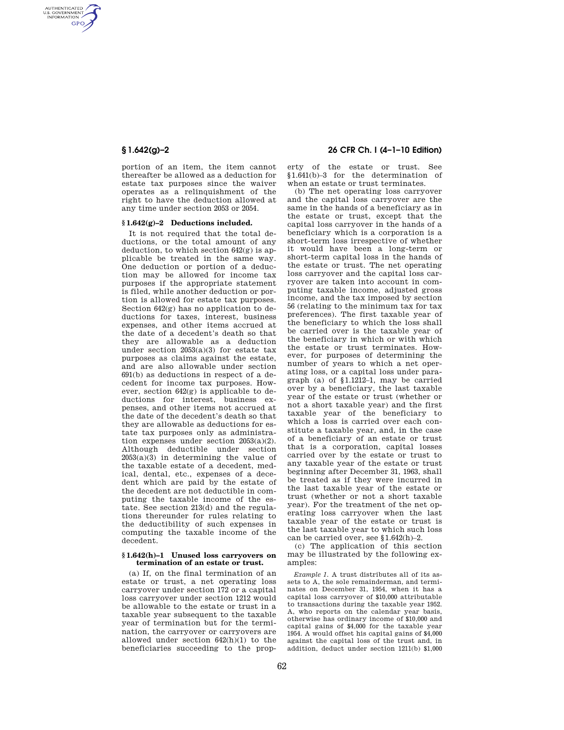portion of an item, the item cannot thereafter be allowed as a deduction for estate tax purposes since the waiver operates as a relinquishment of the right to have the deduction allowed at any time under section 2053 or 2054.

## § 1.642(g)–2 Deductions included.

It is not required that the total deductions, or the total amount of any deduction, to which section 642(g) is applicable be treated in the same way. One deduction or portion of a deduction may be allowed for income tax purposes if the appropriate statement is filed, while another deduction or portion is allowed for estate tax purposes. Section 642(g) has no application to deductions for taxes, interest, business expenses, and other items accrued at the date of a decedent's death so that they are allowable as a deduction under section 2053(a)(3) for estate tax purposes as claims against the estate, and are also allowable under section 691(b) as deductions in respect of a decedent for income tax purposes. However, section 642(g) is applicable to deductions for interest, business expenses, and other items not accrued at the date of the decedent's death so that they are allowable as deductions for estate tax purposes only as administration expenses under section 2053(a)(2). Although deductible under section 2053(a)(3) in determining the value of the taxable estate of a decedent, medical, dental, etc., expenses of a decedent which are paid by the estate of the decedent are not deductible in computing the taxable income of the estate. See section 213(d) and the regulations thereunder for rules relating to the deductibility of such expenses in computing the taxable income of the decedent.

## § 1.642(h)–1 Unused loss carryovers on termination of an estate or trust.

(a) If, on the final termination of an estate or trust, a net operating loss carryover under section 172 or a capital loss carryover under section 1212 would be allowable to the estate or trust in a taxable year subsequent to the taxable year of termination but for the termination, the carryover or carryovers are allowed under section 642(h)(1) to the beneficiaries succeeding to the property of the estate or trust. See §1.641(b)–3 for the determination of when an estate or trust terminates.

(b) The net operating loss carryover and the capital loss carryover are the same in the hands of a beneficiary as in the estate or trust, except that the capital loss carryover in the hands of a beneficiary which is a corporation is a short-term loss irrespective of whether it would have been a long-term or short-term capital loss in the hands of the estate or trust. The net operating loss carryover and the capital loss carryover are taken into account in computing taxable income, adjusted gross income, and the tax imposed by section 56 (relating to the minimum tax for tax preferences). The first taxable year of the beneficiary to which the loss shall be carried over is the taxable year of the beneficiary in which or with which the estate or trust terminates. However, for purposes of determining the number of years to which a net operating loss, or a capital loss under paragraph (a) of §1.1212–1, may be carried over by a beneficiary, the last taxable year of the estate or trust (whether or not a short taxable year) and the first taxable year of the beneficiary to which a loss is carried over each constitute a taxable year, and, in the case of a beneficiary of an estate or trust that is a corporation, capital losses carried over by the estate or trust to any taxable year of the estate or trust beginning after December 31, 1963, shall be treated as if they were incurred in the last taxable year of the estate or trust (whether or not a short taxable year). For the treatment of the net operating loss carryover when the last taxable year of the estate or trust is the last taxable year to which such loss can be carried over, see §1.642(h)–2.

(c) The application of this section may be illustrated by the following examples:

*Example 1.* A trust distributes all of its assets to A, the sole remainderman, and terminates on December 31, 1954, when it has a capital loss carryover of $10,000 attributable to transactions during the taxable year 1952. A, who reports on the calendar year basis, otherwise has ordinary income of $10,000 and capital gains of $4,000 for the taxable year 1954. A would offset his capital gains of $4,000 against the capital loss of the trust and, in addition, deduct under section 1211(b) $1,000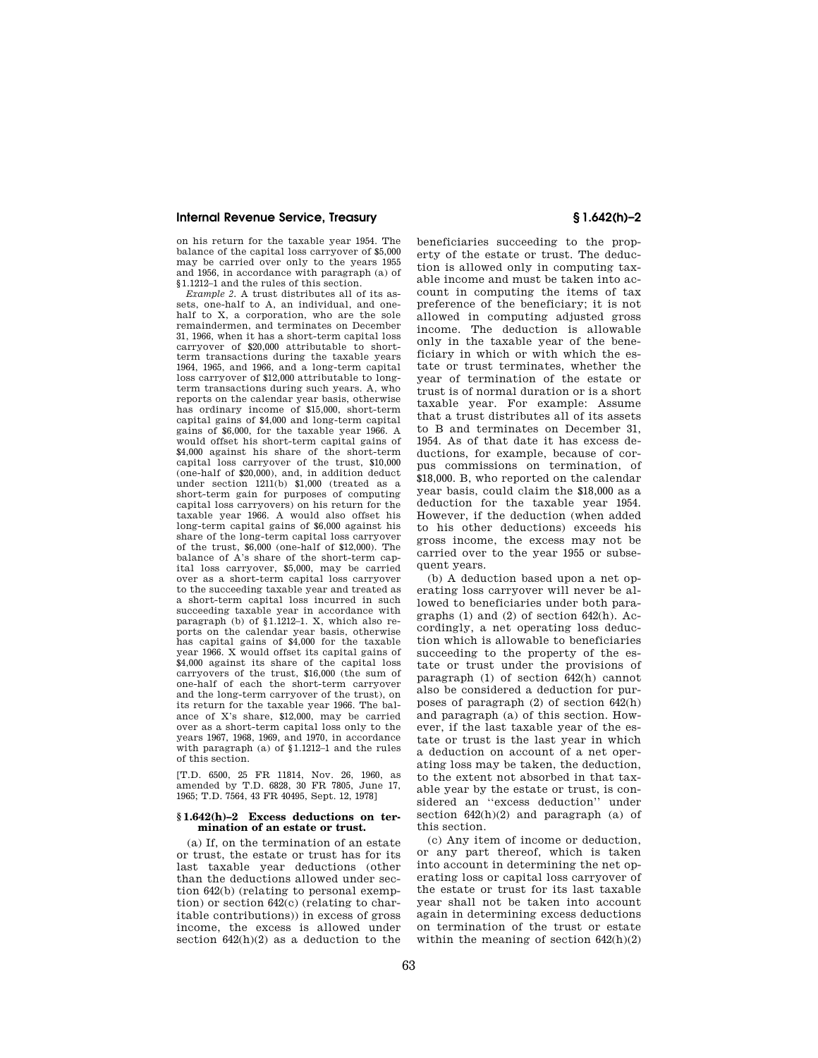on his return for the taxable year 1954. The balance of the capital loss carryover of $5,000 may be carried over only to the years 1955 and 1956, in accordance with paragraph (a) of §1.1212–1 and the rules of this section.

*Example 2.* A trust distributes all of its assets, one-half to A, an individual, and one-half to X, a corporation, who are the sole remaindermen, and terminates on December 31, 1966, when it has a short-term capital loss carryover of $20,000 attributable to short-term transactions during the taxable years 1964, 1965, and 1966, and a long-term capital loss carryover of $12,000 attributable to long-term transactions during such years. A, who reports on the calendar year basis, otherwise has ordinary income of $15,000, short-term capital gains of $4,000 and long-term capital gains of $6,000, for the taxable year 1966. A would offset his short-term capital gains of $4,000 against his share of the short-term capital loss carryover of the trust, $10,000 (one-half of $20,000), and, in addition deduct under section 1211(b) $1,000 (treated as a short-term gain for purposes of computing capital loss carryovers) on his return for the taxable year 1966. A would also offset his long-term capital gains of $6,000 against his share of the long-term capital loss carryover of the trust, $6,000 (one-half of $12,000). The balance of A's share of the short-term capital loss carryover, $5,000, may be carried over as a short-term capital loss carryover to the succeeding taxable year and treated as a short-term capital loss incurred in such succeeding taxable year in accordance with paragraph (b) of §1.1212–1. X, which also reports on the calendar year basis, otherwise has capital gains of $4,000 for the taxable year 1966. X would offset its capital gains of $4,000 against its share of the capital loss carryovers of the trust, $16,000 (the sum of one-half of each the short-term carryover and the long-term carryover of the trust), on its return for the taxable year 1966. The balance of X's share, $12,000, may be carried over as a short-term capital loss only to the years 1967, 1968, 1969, and 1970, in accordance with paragraph (a) of §1.1212–1 and the rules of this section.

[T.D. 6500, 25 FR 11814, Nov. 26, 1960, as amended by T.D. 6828, 30 FR 7805, June 17, 1965; T.D. 7564, 43 FR 40495, Sept. 12, 1978]

## §1.642(h)–2 Excess deductions on termination of an estate or trust.

(a) If, on the termination of an estate or trust, the estate or trust has for its last taxable year deductions (other than the deductions allowed under section 642(b) (relating to personal exemption) or section 642(c) (relating to charitable contributions)) in excess of gross income, the excess is allowed under section 642(h)(2) as a deduction to the beneficiaries succeeding to the property of the estate or trust. The deduction is allowed only in computing taxable income and must be taken into account in computing the items of tax preference of the beneficiary; it is not allowed in computing adjusted gross income. The deduction is allowable only in the taxable year of the beneficiary in which or with which the estate or trust terminates, whether the year of termination of the estate or trust is of normal duration or is a short taxable year. For example: Assume that a trust distributes all of its assets to B and terminates on December 31, 1954. As of that date it has excess deductions, for example, because of corpus commissions on termination, of $18,000. B, who reported on the calendar year basis, could claim the $18,000 as a deduction for the taxable year 1954. However, if the deduction (when added to his other deductions) exceeds his gross income, the excess may not be carried over to the year 1955 or subsequent years.

(b) A deduction based upon a net operating loss carryover will never be allowed to beneficiaries under both paragraphs (1) and (2) of section 642(h). Accordingly, a net operating loss deduction which is allowable to beneficiaries succeeding to the property of the estate or trust under the provisions of paragraph (1) of section 642(h) cannot also be considered a deduction for purposes of paragraph (2) of section 642(h) and paragraph (a) of this section. However, if the last taxable year of the estate or trust is the last year in which a deduction on account of a net operating loss may be taken, the deduction, to the extent not absorbed in that taxable year by the estate or trust, is considered an "excess deduction" under section 642(h)(2) and paragraph (a) of this section.

(c) Any item of income or deduction, or any part thereof, which is taken into account in determining the net operating loss or capital loss carryover of the estate or trust for its last taxable year shall not be taken into account again in determining excess deductions on termination of the trust or estate within the meaning of section 642(h)(2)